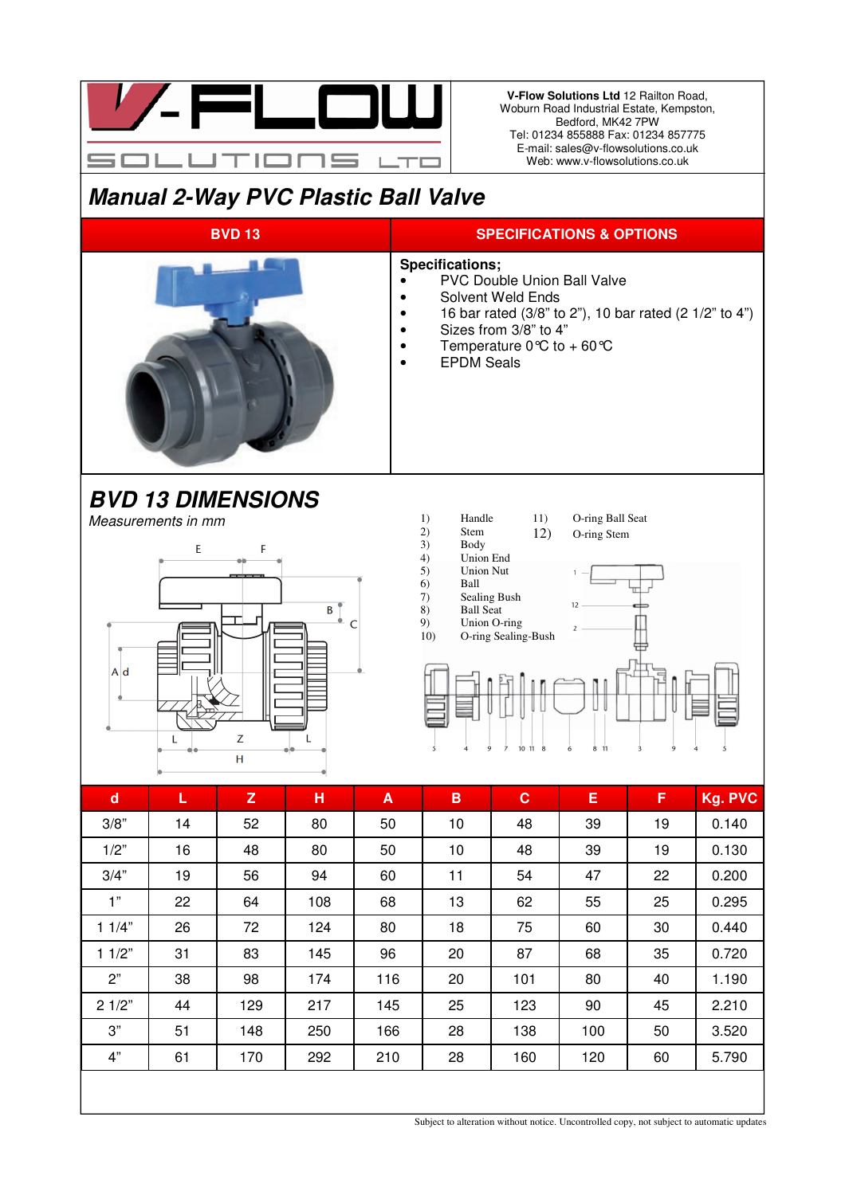V-Flow Solutions Ltd 12 Railton Road, Woburn Road Industrial Estate, Kempston, Bedford, MK42 7PW
Tel: 01234 855888 Fax: 01234 857775
E-mail: sales@v-flowsolutions.co.uk
Web: www.v-flowsolutions.co.uk

# Manual 2-Way PVC Plastic Ball Valve

| BVD 13 | SPECIFICATIONS & OPTIONS |
|---|---|

**Specifications;**

- PVC Double Union Ball Valve
- Solvent Weld Ends
- 16 bar rated (3/8" to 2"), 10 bar rated (2 1/2" to 4")
- Sizes from 3/8" to 4"
- Temperature 0°C to + 60°C
- EPDM Seals

## BVD 13 DIMENSIONS

*Measurements in mm*

1) Handle
2) Stem
3) Body
4) Union End
5) Union Nut
6) Ball
7) Sealing Bush
8) Ball Seat
9) Union O-ring
10) O-ring Sealing-Bush
11) O-ring Ball Seat
12) O-ring Stem

| d | L | Z | H | A | B | C | E | F | Kg. PVC |
|---|---|---|---|---|---|---|---|---|---|
| 3/8" | 14 | 52 | 80 | 50 | 10 | 48 | 39 | 19 | 0.140 |
| 1/2" | 16 | 48 | 80 | 50 | 10 | 48 | 39 | 19 | 0.130 |
| 3/4" | 19 | 56 | 94 | 60 | 11 | 54 | 47 | 22 | 0.200 |
| 1" | 22 | 64 | 108 | 68 | 13 | 62 | 55 | 25 | 0.295 |
| 1 1/4" | 26 | 72 | 124 | 80 | 18 | 75 | 60 | 30 | 0.440 |
| 1 1/2" | 31 | 83 | 145 | 96 | 20 | 87 | 68 | 35 | 0.720 |
| 2" | 38 | 98 | 174 | 116 | 20 | 101 | 80 | 40 | 1.190 |
| 2 1/2" | 44 | 129 | 217 | 145 | 25 | 123 | 90 | 45 | 2.210 |
| 3" | 51 | 148 | 250 | 166 | 28 | 138 | 100 | 50 | 3.520 |
| 4" | 61 | 170 | 292 | 210 | 28 | 160 | 120 | 60 | 5.790 |

Subject to alteration without notice. Uncontrolled copy, not subject to automatic updates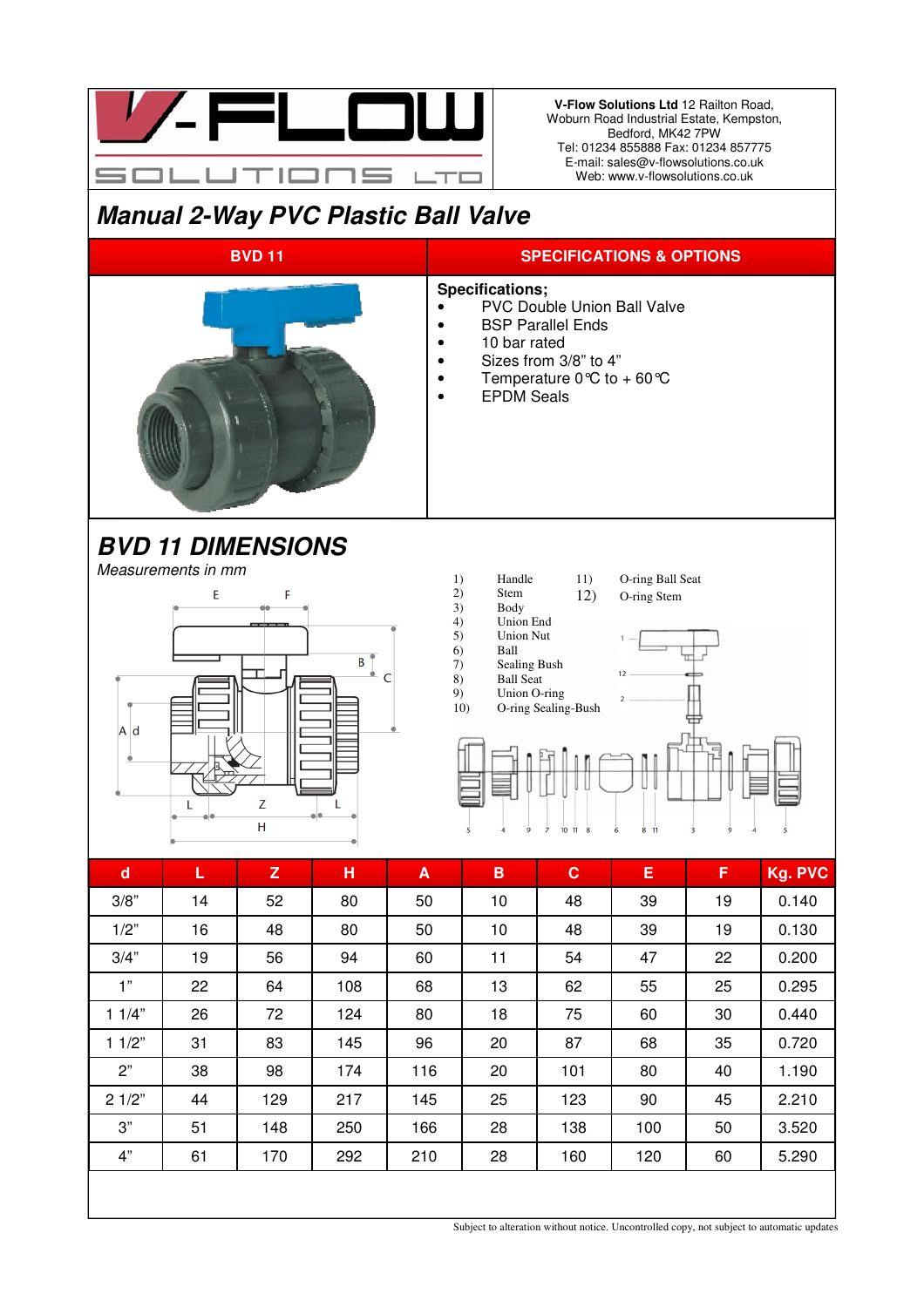V-Flow Solutions Ltd 12 Railton Road, Woburn Road Industrial Estate, Kempston, Bedford, MK42 7PW
Tel: 01234 855888 Fax: 01234 857775
E-mail: sales@v-flowsolutions.co.uk
Web: www.v-flowsolutions.co.uk

# Manual 2-Way PVC Plastic Ball Valve

| BVD 11 | SPECIFICATIONS & OPTIONS |
|---|---|

**Specifications;**

- PVC Double Union Ball Valve
- BSP Parallel Ends
- 10 bar rated
- Sizes from 3/8" to 4"
- Temperature 0°C to + 60°C
- EPDM Seals

## BVD 11 DIMENSIONS

*Measurements in mm*

1) Handle
2) Stem
3) Body
4) Union End
5) Union Nut
6) Ball
7) Sealing Bush
8) Ball Seat
9) Union O-ring
10) O-ring Sealing-Bush
11) O-ring Ball Seat
12) O-ring Stem

| d | L | Z | H | A | B | C | E | F | Kg. PVC |
|---|---|---|---|---|---|---|---|---|---|
| 3/8" | 14 | 52 | 80 | 50 | 10 | 48 | 39 | 19 | 0.140 |
| 1/2" | 16 | 48 | 80 | 50 | 10 | 48 | 39 | 19 | 0.130 |
| 3/4" | 19 | 56 | 94 | 60 | 11 | 54 | 47 | 22 | 0.200 |
| 1" | 22 | 64 | 108 | 68 | 13 | 62 | 55 | 25 | 0.295 |
| 1 1/4" | 26 | 72 | 124 | 80 | 18 | 75 | 60 | 30 | 0.440 |
| 1 1/2" | 31 | 83 | 145 | 96 | 20 | 87 | 68 | 35 | 0.720 |
| 2" | 38 | 98 | 174 | 116 | 20 | 101 | 80 | 40 | 1.190 |
| 2 1/2" | 44 | 129 | 217 | 145 | 25 | 123 | 90 | 45 | 2.210 |
| 3" | 51 | 148 | 250 | 166 | 28 | 138 | 100 | 50 | 3.520 |
| 4" | 61 | 170 | 292 | 210 | 28 | 160 | 120 | 60 | 5.290 |

Subject to alteration without notice. Uncontrolled copy, not subject to automatic updates